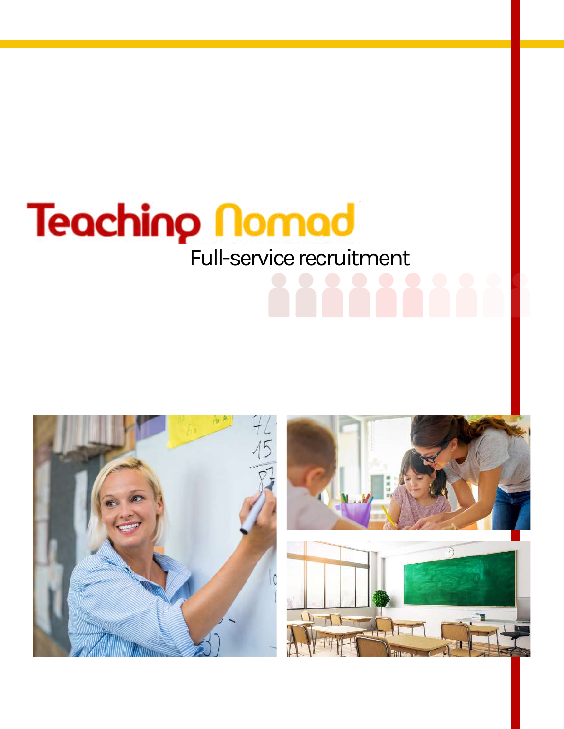# Teaching Nomad

Full-service recruitment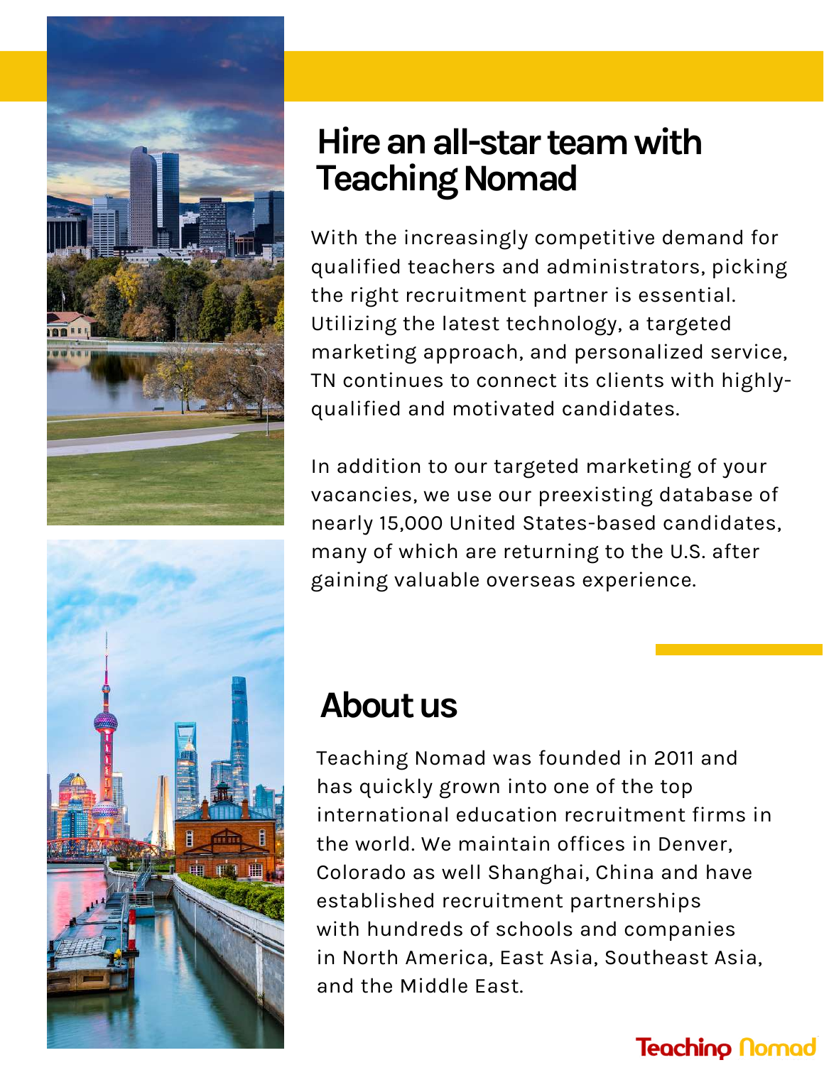# Hire an all-star team with Teaching Nomad

With the increasingly competitive demand for qualified teachers and administrators, picking the right recruitment partner is essential. Utilizing the latest technology, a targeted marketing approach, and personalized service, TN continues to connect its clients with highly-qualified and motivated candidates.

In addition to our targeted marketing of your vacancies, we use our preexisting database of nearly 15,000 United States-based candidates, many of which are returning to the U.S. after gaining valuable overseas experience.

# About us

Teaching Nomad was founded in 2011 and has quickly grown into one of the top international education recruitment firms in the world. We maintain offices in Denver, Colorado as well Shanghai, China and have established recruitment partnerships with hundreds of schools and companies in North America, East Asia, Southeast Asia, and the Middle East.

Teaching Nomad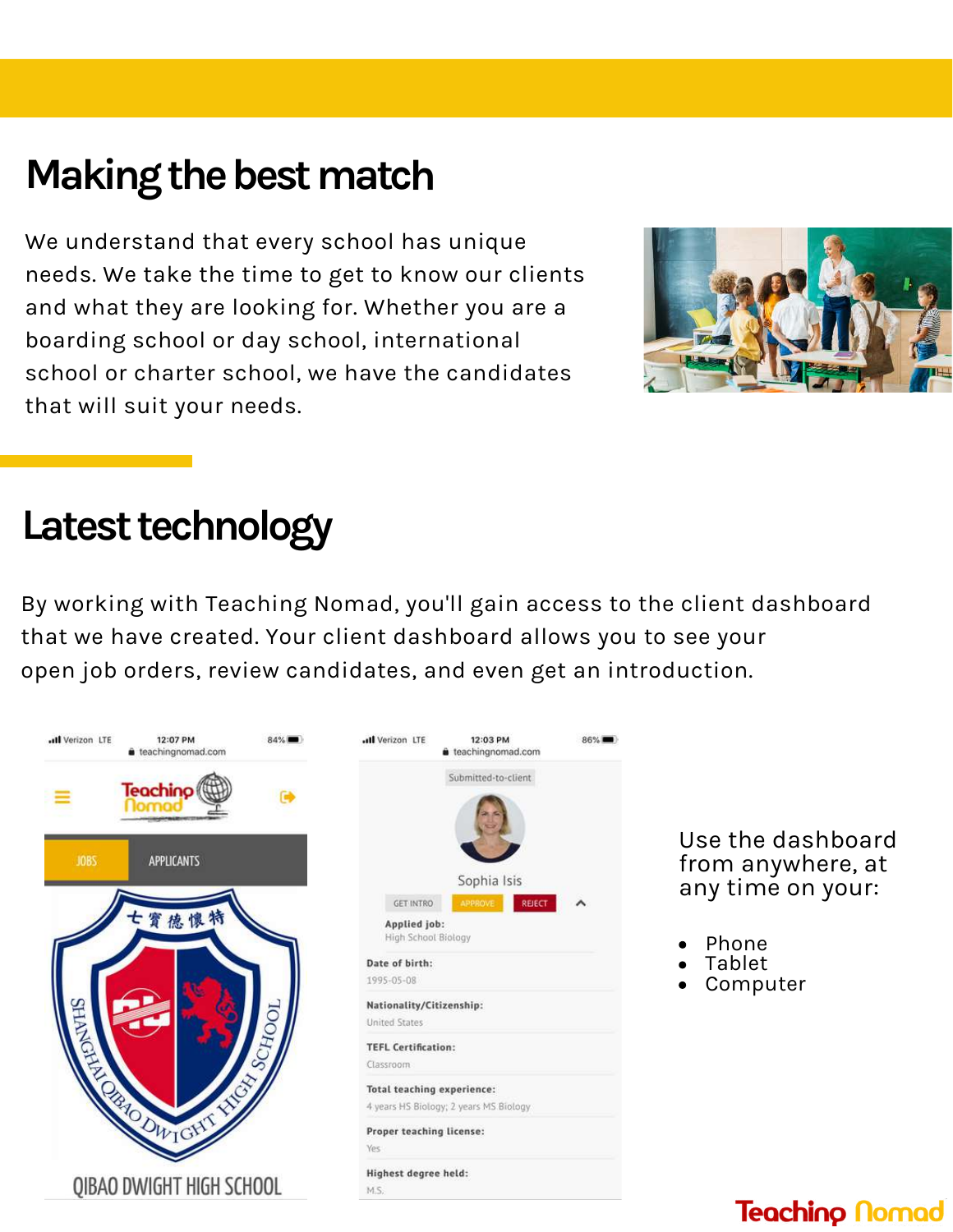## Making the best match

We understand that every school has unique needs. We take the time to get to know our clients and what they are looking for. Whether you are a boarding school or day school, international school or charter school, we have the candidates that will suit your needs.

## Latest technology

By working with Teaching Nomad, you'll gain access to the client dashboard that we have created. Your client dashboard allows you to see your open job orders, review candidates, and even get an introduction.

Use the dashboard from anywhere, at any time on your:

- Phone
- Tablet
- Computer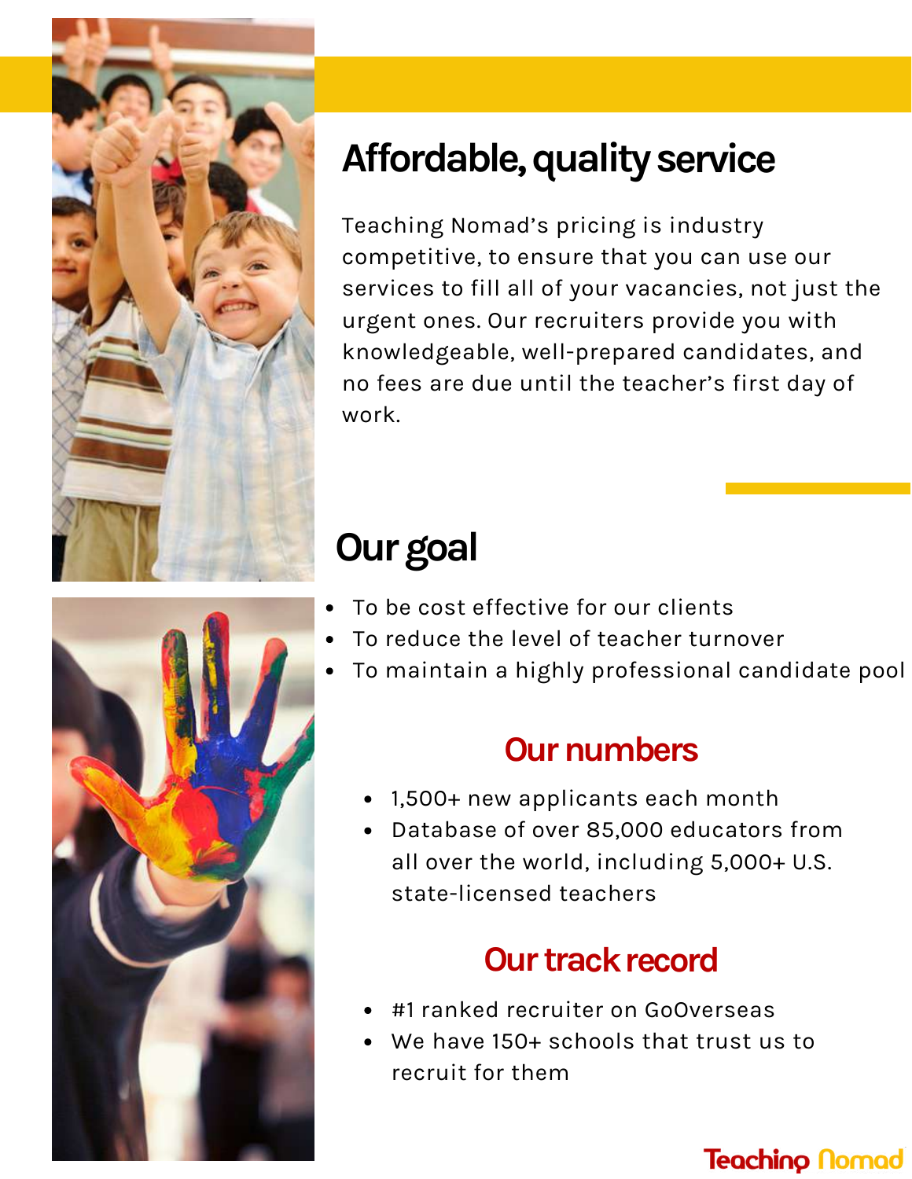## Affordable, quality service

Teaching Nomad's pricing is industry competitive, to ensure that you can use our services to fill all of your vacancies, not just the urgent ones. Our recruiters provide you with knowledgeable, well-prepared candidates, and no fees are due until the teacher's first day of work.

## Our goal

- To be cost effective for our clients
- To reduce the level of teacher turnover
- To maintain a highly professional candidate pool

### Our numbers

- 1,500+ new applicants each month
- Database of over 85,000 educators from all over the world, including 5,000+ U.S. state-licensed teachers

### Our track record

- #1 ranked recruiter on GoOverseas
- We have 150+ schools that trust us to recruit for them

Teaching Nomad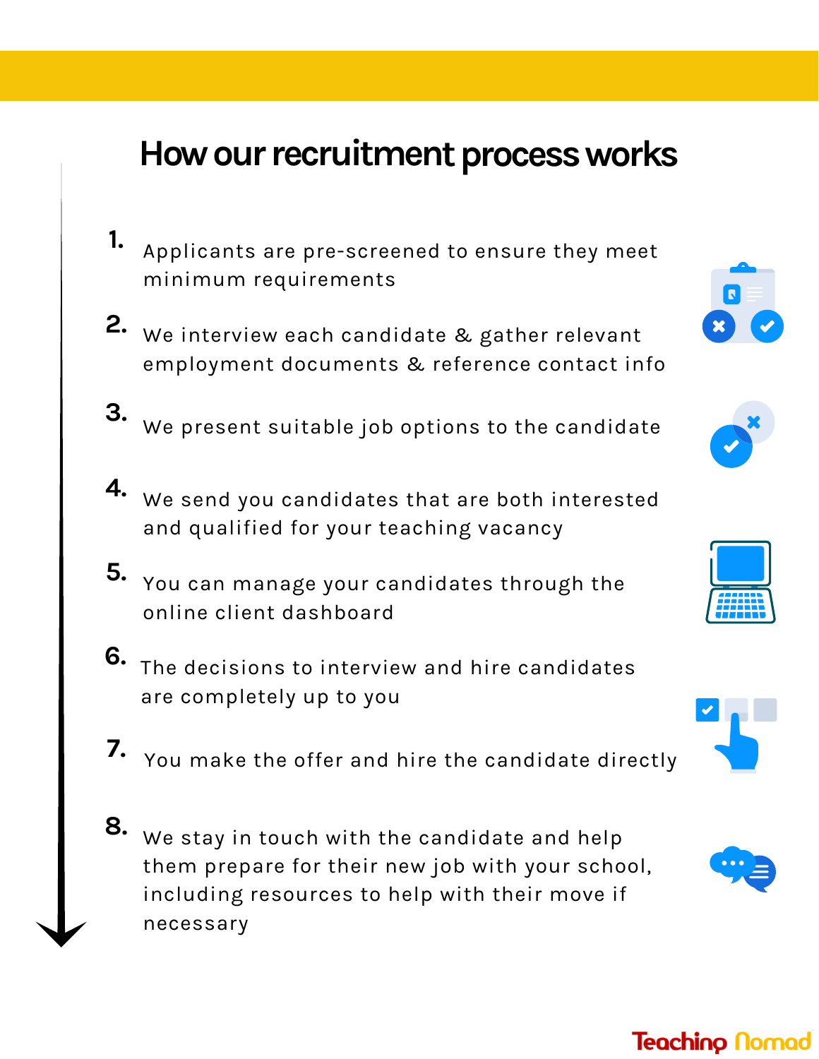# How our recruitment process works

1. Applicants are pre-screened to ensure they meet minimum requirements
2. We interview each candidate & gather relevant employment documents & reference contact info
3. We present suitable job options to the candidate
4. We send you candidates that are both interested and qualified for your teaching vacancy
5. You can manage your candidates through the online client dashboard
6. The decisions to interview and hire candidates are completely up to you
7. You make the offer and hire the candidate directly
8. We stay in touch with the candidate and help them prepare for their new job with your school, including resources to help with their move if necessary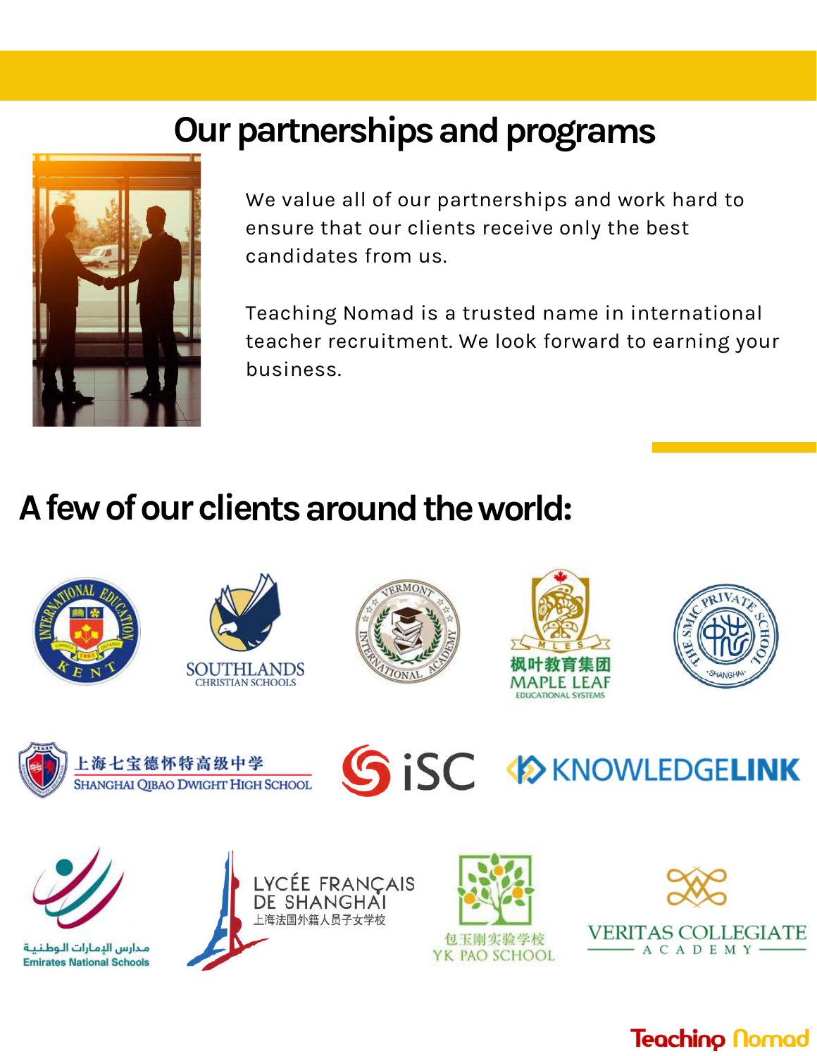# Our partnerships and programs

We value all of our partnerships and work hard to ensure that our clients receive only the best candidates from us.

Teaching Nomad is a trusted name in international teacher recruitment. We look forward to earning your business.

## A few of our clients around the world:

- International Education Kent
- Southlands Christian Schools
- Vermont International Academy
- 枫叶教育集团 Maple Leaf Educational Systems
- The SMIC Private School Shanghai
- 上海七宝德怀特高级中学 Shanghai Qibao Dwight High School
- iSC
- KnowledgeLink
- مدارس الإمارات الوطنية Emirates National Schools
- Lycée Français de Shanghai 上海法国外籍人员子女学校
- 包玉刚实验学校 YK Pao School
- Veritas Collegiate Academy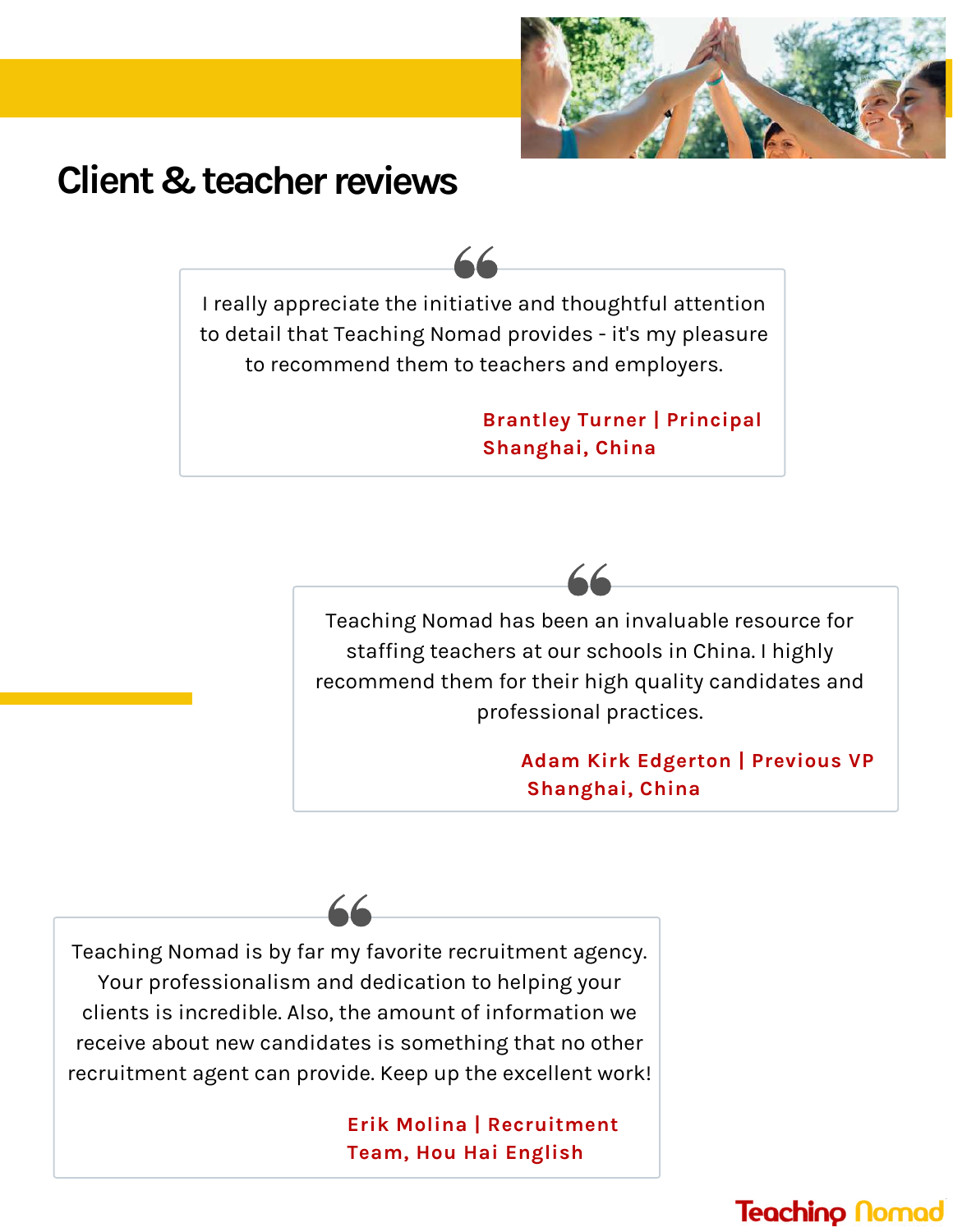# Client & teacher reviews

> I really appreciate the initiative and thoughtful attention to detail that Teaching Nomad provides - it's my pleasure to recommend them to teachers and employers.
>
> **Brantley Turner | Principal**
> **Shanghai, China**

> Teaching Nomad has been an invaluable resource for staffing teachers at our schools in China. I highly recommend them for their high quality candidates and professional practices.
>
> **Adam Kirk Edgerton | Previous VP**
> **Shanghai, China**

> Teaching Nomad is by far my favorite recruitment agency. Your professionalism and dedication to helping your clients is incredible. Also, the amount of information we receive about new candidates is something that no other recruitment agent can provide. Keep up the excellent work!
>
> **Erik Molina | Recruitment Team, Hou Hai English**

Teaching Nomad